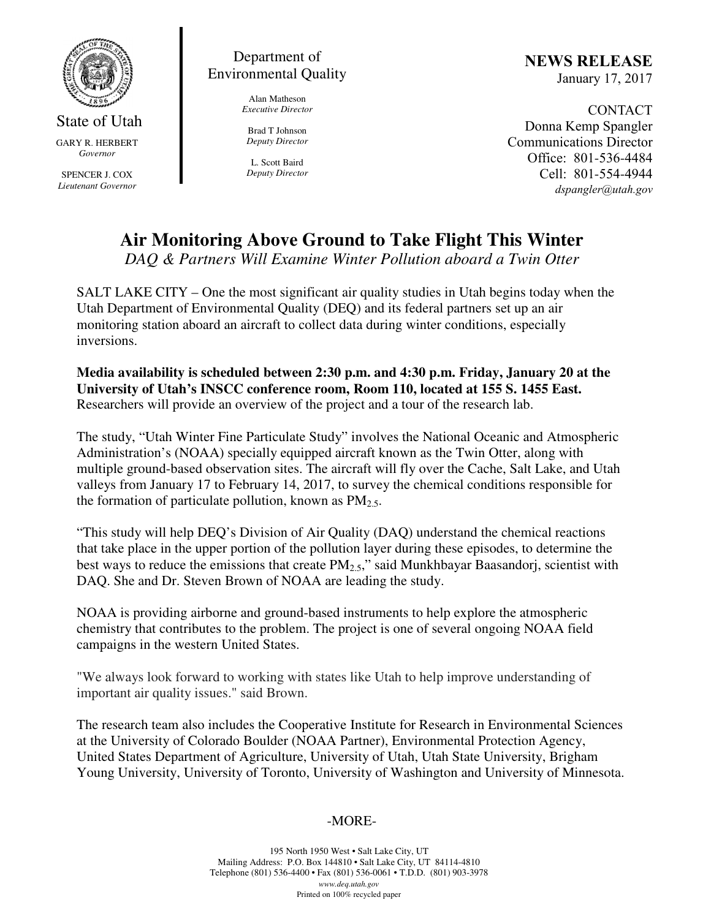State of Utah

GARY R. HERBERT
*Governor*

SPENCER J. COX
*Lieutenant Governor*

Department of Environmental Quality

Alan Matheson
*Executive Director*

Brad T Johnson
*Deputy Director*

L. Scott Baird
*Deputy Director*

**NEWS RELEASE**
January 17, 2017

CONTACT
Donna Kemp Spangler
Communications Director
Office: 801-536-4484
Cell: 801-554-4944
*dspangler@utah.gov*

# Air Monitoring Above Ground to Take Flight This Winter

*DAQ & Partners Will Examine Winter Pollution aboard a Twin Otter*

SALT LAKE CITY – One the most significant air quality studies in Utah begins today when the Utah Department of Environmental Quality (DEQ) and its federal partners set up an air monitoring station aboard an aircraft to collect data during winter conditions, especially inversions.

**Media availability is scheduled between 2:30 p.m. and 4:30 p.m. Friday, January 20 at the University of Utah's INSCC conference room, Room 110, located at 155 S. 1455 East.** Researchers will provide an overview of the project and a tour of the research lab.

The study, "Utah Winter Fine Particulate Study" involves the National Oceanic and Atmospheric Administration's (NOAA) specially equipped aircraft known as the Twin Otter, along with multiple ground-based observation sites. The aircraft will fly over the Cache, Salt Lake, and Utah valleys from January 17 to February 14, 2017, to survey the chemical conditions responsible for the formation of particulate pollution, known as $PM_{2.5}$.

"This study will help DEQ's Division of Air Quality (DAQ) understand the chemical reactions that take place in the upper portion of the pollution layer during these episodes, to determine the best ways to reduce the emissions that create $PM_{2.5}$," said Munkhbayar Baasandorj, scientist with DAQ. She and Dr. Steven Brown of NOAA are leading the study.

NOAA is providing airborne and ground-based instruments to help explore the atmospheric chemistry that contributes to the problem. The project is one of several ongoing NOAA field campaigns in the western United States.

"We always look forward to working with states like Utah to help improve understanding of important air quality issues." said Brown.

The research team also includes the Cooperative Institute for Research in Environmental Sciences at the University of Colorado Boulder (NOAA Partner), Environmental Protection Agency, United States Department of Agriculture, University of Utah, Utah State University, Brigham Young University, University of Toronto, University of Washington and University of Minnesota.

-MORE-

195 North 1950 West • Salt Lake City, UT
Mailing Address: P.O. Box 144810 • Salt Lake City, UT 84114-4810
Telephone (801) 536-4400 • Fax (801) 536-0061 • T.D.D. (801) 903-3978
*www.deq.utah.gov*
Printed on 100% recycled paper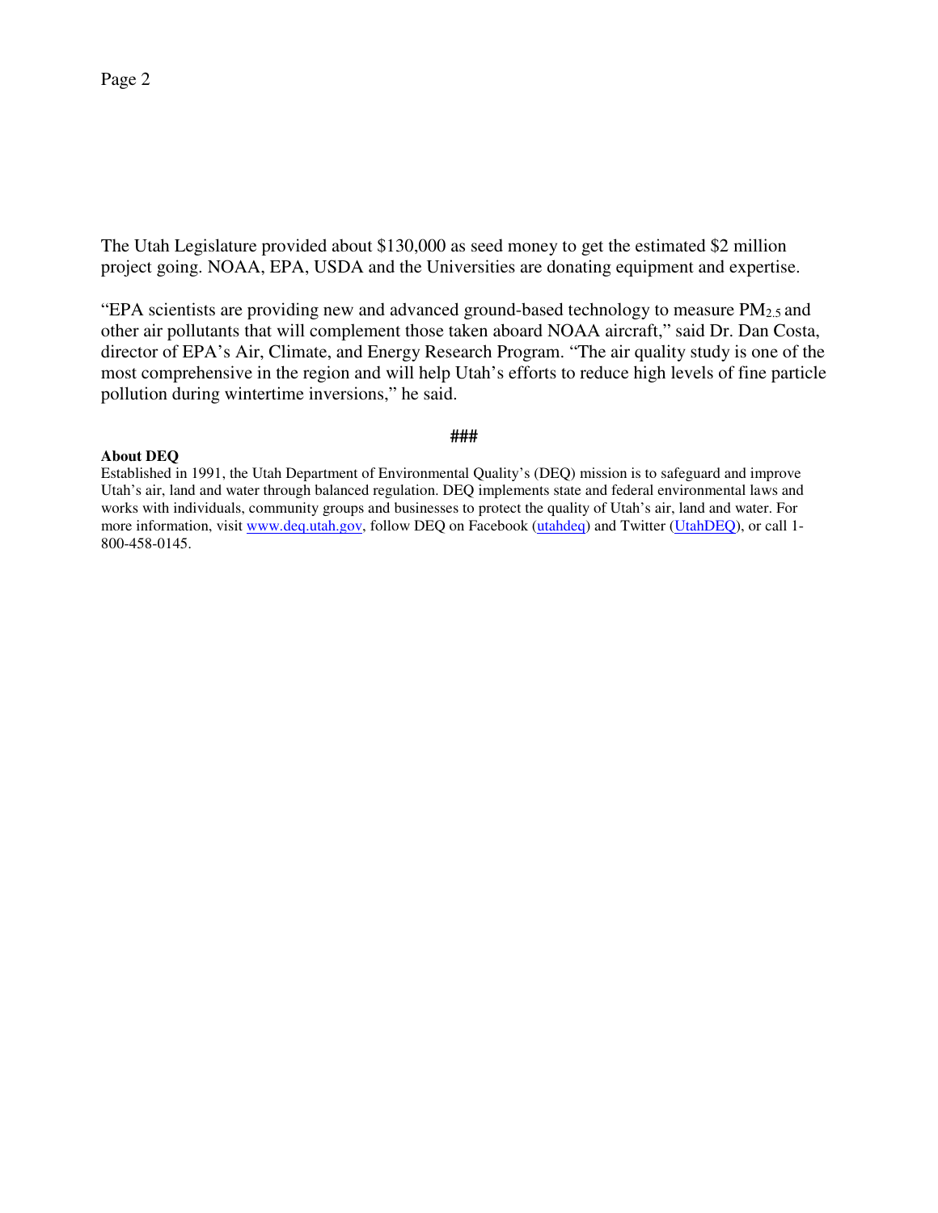The Utah Legislature provided about $130,000 as seed money to get the estimated $2 million project going. NOAA, EPA, USDA and the Universities are donating equipment and expertise.

"EPA scientists are providing new and advanced ground-based technology to measure $PM_{2.5}$ and other air pollutants that will complement those taken aboard NOAA aircraft," said Dr. Dan Costa, director of EPA's Air, Climate, and Energy Research Program. "The air quality study is one of the most comprehensive in the region and will help Utah's efforts to reduce high levels of fine particle pollution during wintertime inversions," he said.

**###**

**About DEQ**

Established in 1991, the Utah Department of Environmental Quality's (DEQ) mission is to safeguard and improve Utah's air, land and water through balanced regulation. DEQ implements state and federal environmental laws and works with individuals, community groups and businesses to protect the quality of Utah's air, land and water. For more information, visit [www.deq.utah.gov](http://www.deq.utah.gov), follow DEQ on Facebook (utahdeq) and Twitter (UtahDEQ), or call 1-800-458-0145.